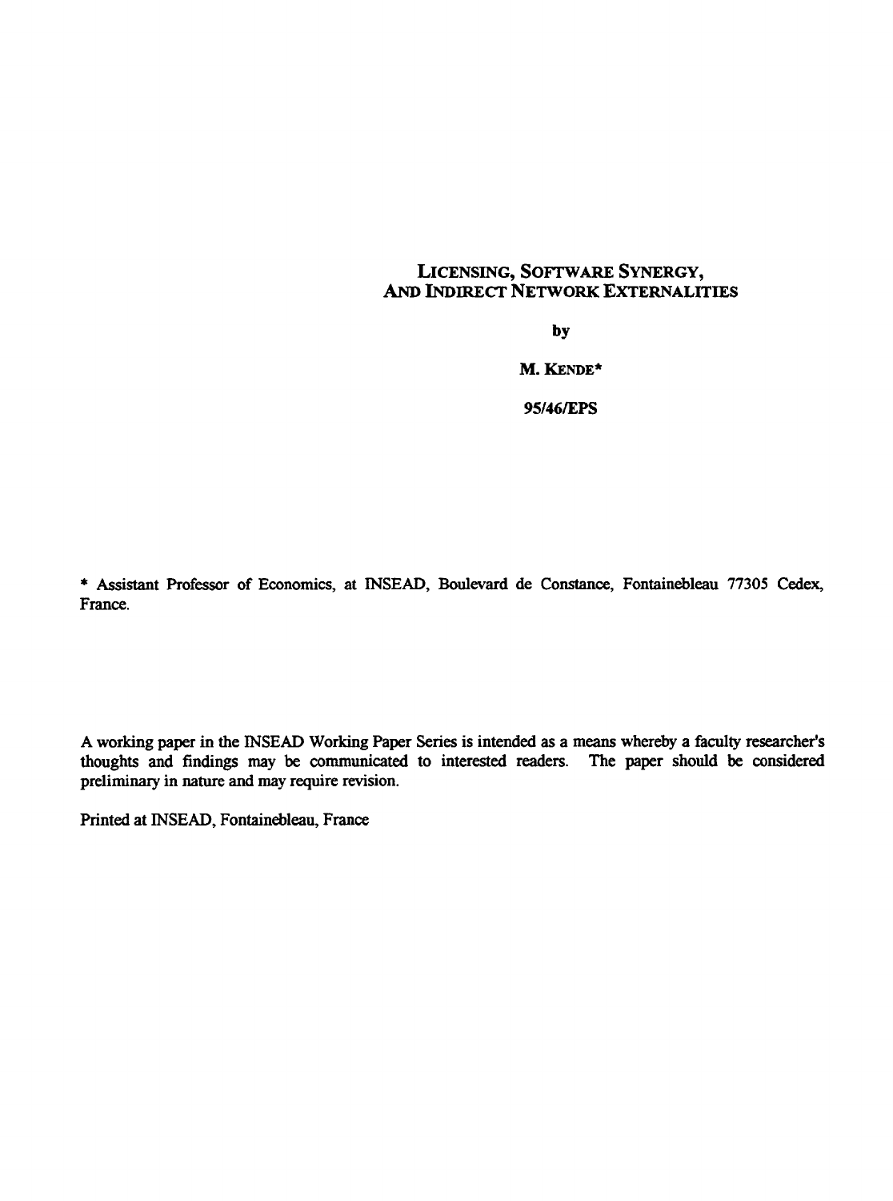# LICENSING, SOFTWARE SYNERGY, AND INDIRECT NETWORK EXTERNALITIES

by

M. KENDE*

95/46/EPS

* Assistant Professor of Economics, at INSEAD, Boulevard de Constance, Fontainebleau 77305 Cedex, France.

A working paper in the INSEAD Working Paper Series is intended as a means whereby a faculty researcher's thoughts and findings may be communicated to interested readers. The paper should be considered preliminary in nature and may require revision.

Printed at INSEAD, Fontainebleau, France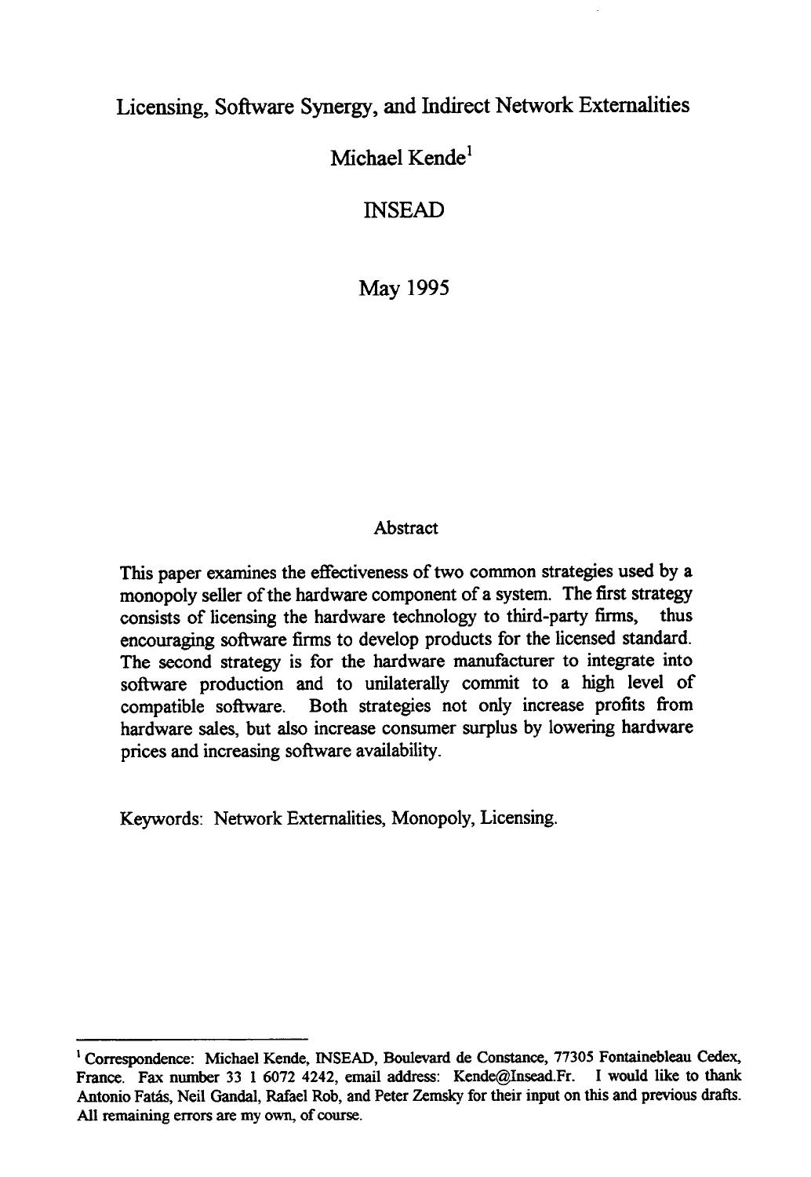# Licensing, Software Synergy, and Indirect Network Externalities

Michael Kende[1]

INSEAD

May 1995

## Abstract

This paper examines the effectiveness of two common strategies used by a monopoly seller of the hardware component of a system. The first strategy consists of licensing the hardware technology to third-party firms, thus encouraging software firms to develop products for the licensed standard. The second strategy is for the hardware manufacturer to integrate into software production and to unilaterally commit to a high level of compatible software. Both strategies not only increase profits from hardware sales, but also increase consumer surplus by lowering hardware prices and increasing software availability.

Keywords: Network Externalities, Monopoly, Licensing.

---

[1] Correspondence: Michael Kende, INSEAD, Boulevard de Constance, 77305 Fontainebleau Cedex, France. Fax number 33 1 6072 4242, email address: Kende@Insead.Fr. I would like to thank Antonio Fatás, Neil Gandal, Rafael Rob, and Peter Zemsky for their input on this and previous drafts. All remaining errors are my own, of course.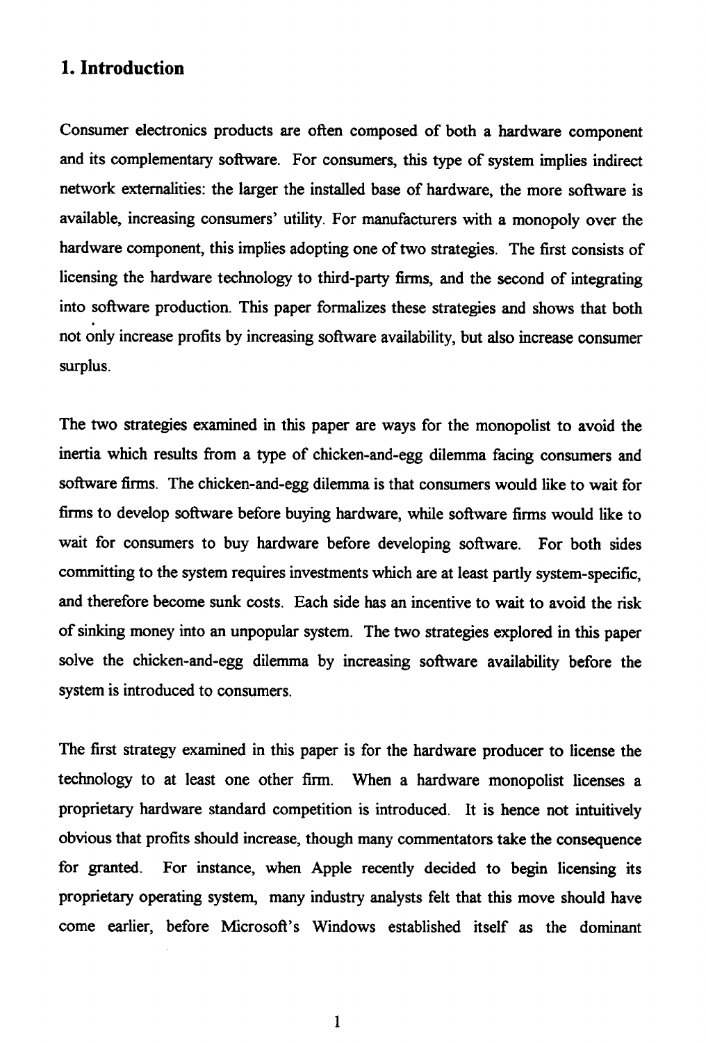## 1. Introduction

Consumer electronics products are often composed of both a hardware component and its complementary software. For consumers, this type of system implies indirect network externalities: the larger the installed base of hardware, the more software is available, increasing consumers' utility. For manufacturers with a monopoly over the hardware component, this implies adopting one of two strategies. The first consists of licensing the hardware technology to third-party firms, and the second of integrating into software production. This paper formalizes these strategies and shows that both not only increase profits by increasing software availability, but also increase consumer surplus.

The two strategies examined in this paper are ways for the monopolist to avoid the inertia which results from a type of chicken-and-egg dilemma facing consumers and software firms. The chicken-and-egg dilemma is that consumers would like to wait for firms to develop software before buying hardware, while software firms would like to wait for consumers to buy hardware before developing software. For both sides committing to the system requires investments which are at least partly system-specific, and therefore become sunk costs. Each side has an incentive to wait to avoid the risk of sinking money into an unpopular system. The two strategies explored in this paper solve the chicken-and-egg dilemma by increasing software availability before the system is introduced to consumers.

The first strategy examined in this paper is for the hardware producer to license the technology to at least one other firm. When a hardware monopolist licenses a proprietary hardware standard competition is introduced. It is hence not intuitively obvious that profits should increase, though many commentators take the consequence for granted. For instance, when Apple recently decided to begin licensing its proprietary operating system, many industry analysts felt that this move should have come earlier, before Microsoft's Windows established itself as the dominant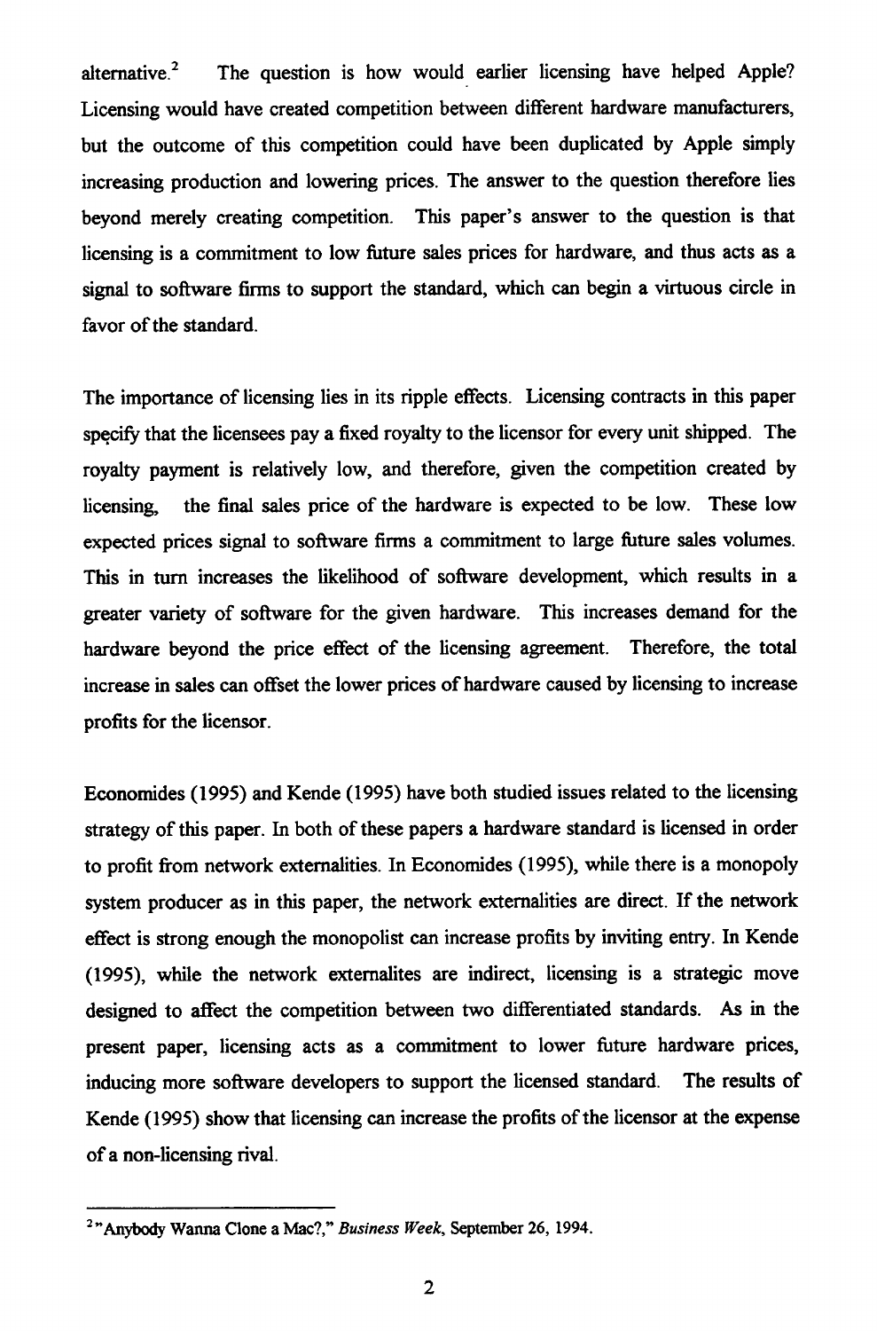alternative.[2] The question is how would earlier licensing have helped Apple? Licensing would have created competition between different hardware manufacturers, but the outcome of this competition could have been duplicated by Apple simply increasing production and lowering prices. The answer to the question therefore lies beyond merely creating competition. This paper's answer to the question is that licensing is a commitment to low future sales prices for hardware, and thus acts as a signal to software firms to support the standard, which can begin a virtuous circle in favor of the standard.

The importance of licensing lies in its ripple effects. Licensing contracts in this paper specify that the licensees pay a fixed royalty to the licensor for every unit shipped. The royalty payment is relatively low, and therefore, given the competition created by licensing, the final sales price of the hardware is expected to be low. These low expected prices signal to software firms a commitment to large future sales volumes. This in turn increases the likelihood of software development, which results in a greater variety of software for the given hardware. This increases demand for the hardware beyond the price effect of the licensing agreement. Therefore, the total increase in sales can offset the lower prices of hardware caused by licensing to increase profits for the licensor.

Economides (1995) and Kende (1995) have both studied issues related to the licensing strategy of this paper. In both of these papers a hardware standard is licensed in order to profit from network externalities. In Economides (1995), while there is a monopoly system producer as in this paper, the network externalities are direct. If the network effect is strong enough the monopolist can increase profits by inviting entry. In Kende (1995), while the network externalites are indirect, licensing is a strategic move designed to affect the competition between two differentiated standards. As in the present paper, licensing acts as a commitment to lower future hardware prices, inducing more software developers to support the licensed standard. The results of Kende (1995) show that licensing can increase the profits of the licensor at the expense of a non-licensing rival.

---

[2] "Anybody Wanna Clone a Mac?," *Business Week*, September 26, 1994.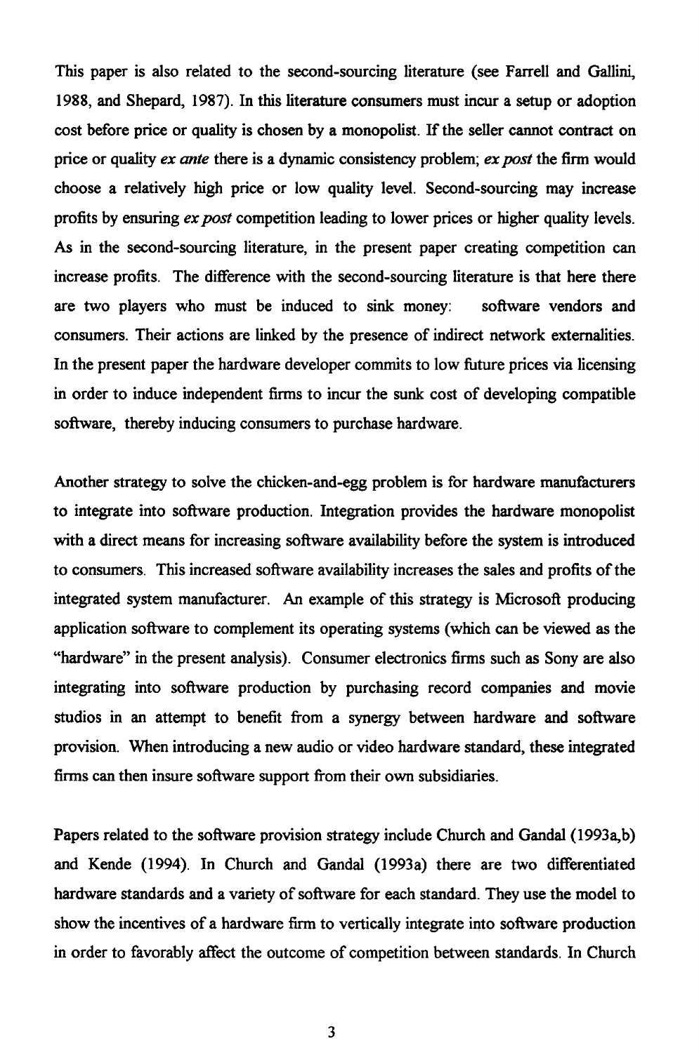This paper is also related to the second-sourcing literature (see Farrell and Gallini, 1988, and Shepard, 1987). In this literature consumers must incur a setup or adoption cost before price or quality is chosen by a monopolist. If the seller cannot contract on price or quality *ex ante* there is a dynamic consistency problem; *ex post* the firm would choose a relatively high price or low quality level. Second-sourcing may increase profits by ensuring *ex post* competition leading to lower prices or higher quality levels. As in the second-sourcing literature, in the present paper creating competition can increase profits. The difference with the second-sourcing literature is that here there are two players who must be induced to sink money: software vendors and consumers. Their actions are linked by the presence of indirect network externalities. In the present paper the hardware developer commits to low future prices via licensing in order to induce independent firms to incur the sunk cost of developing compatible software, thereby inducing consumers to purchase hardware.

Another strategy to solve the chicken-and-egg problem is for hardware manufacturers to integrate into software production. Integration provides the hardware monopolist with a direct means for increasing software availability before the system is introduced to consumers. This increased software availability increases the sales and profits of the integrated system manufacturer. An example of this strategy is Microsoft producing application software to complement its operating systems (which can be viewed as the "hardware" in the present analysis). Consumer electronics firms such as Sony are also integrating into software production by purchasing record companies and movie studios in an attempt to benefit from a synergy between hardware and software provision. When introducing a new audio or video hardware standard, these integrated firms can then insure software support from their own subsidiaries.

Papers related to the software provision strategy include Church and Gandal (1993a,b) and Kende (1994). In Church and Gandal (1993a) there are two differentiated hardware standards and a variety of software for each standard. They use the model to show the incentives of a hardware firm to vertically integrate into software production in order to favorably affect the outcome of competition between standards. In Church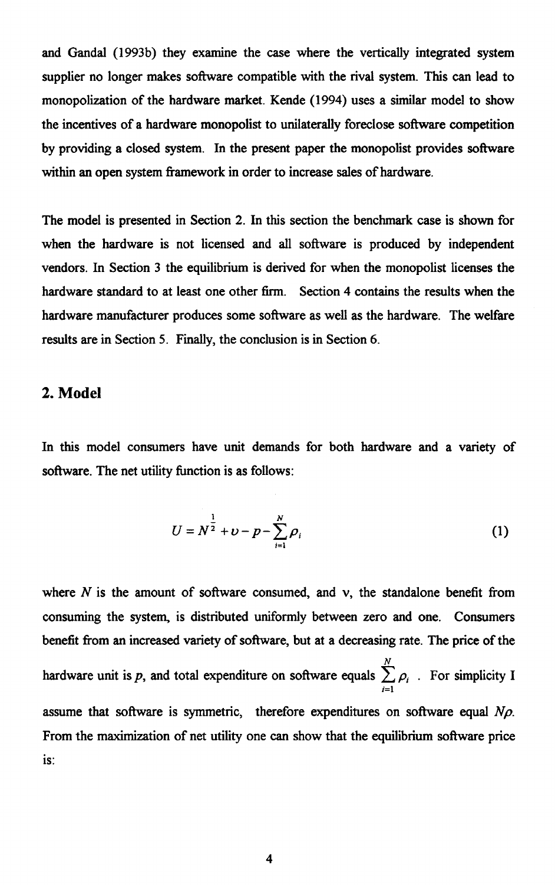and Gandal (1993b) they examine the case where the vertically integrated system supplier no longer makes software compatible with the rival system. This can lead to monopolization of the hardware market. Kende (1994) uses a similar model to show the incentives of a hardware monopolist to unilaterally foreclose software competition by providing a closed system. In the present paper the monopolist provides software within an open system framework in order to increase sales of hardware.

The model is presented in Section 2. In this section the benchmark case is shown for when the hardware is not licensed and all software is produced by independent vendors. In Section 3 the equilibrium is derived for when the monopolist licenses the hardware standard to at least one other firm. Section 4 contains the results when the hardware manufacturer produces some software as well as the hardware. The welfare results are in Section 5. Finally, the conclusion is in Section 6.

## 2. Model

In this model consumers have unit demands for both hardware and a variety of software. The net utility function is as follows:

$$U = N^{\frac{1}{2}} + \upsilon - p - \sum_{i=1}^{N} \rho_i \tag{1}$$

where $N$ is the amount of software consumed, and v, the standalone benefit from consuming the system, is distributed uniformly between zero and one. Consumers benefit from an increased variety of software, but at a decreasing rate. The price of the hardware unit is $p$, and total expenditure on software equals $\sum_{i=1}^{N} \rho_i$. For simplicity I assume that software is symmetric, therefore expenditures on software equal $N\rho$. From the maximization of net utility one can show that the equilibrium software price is: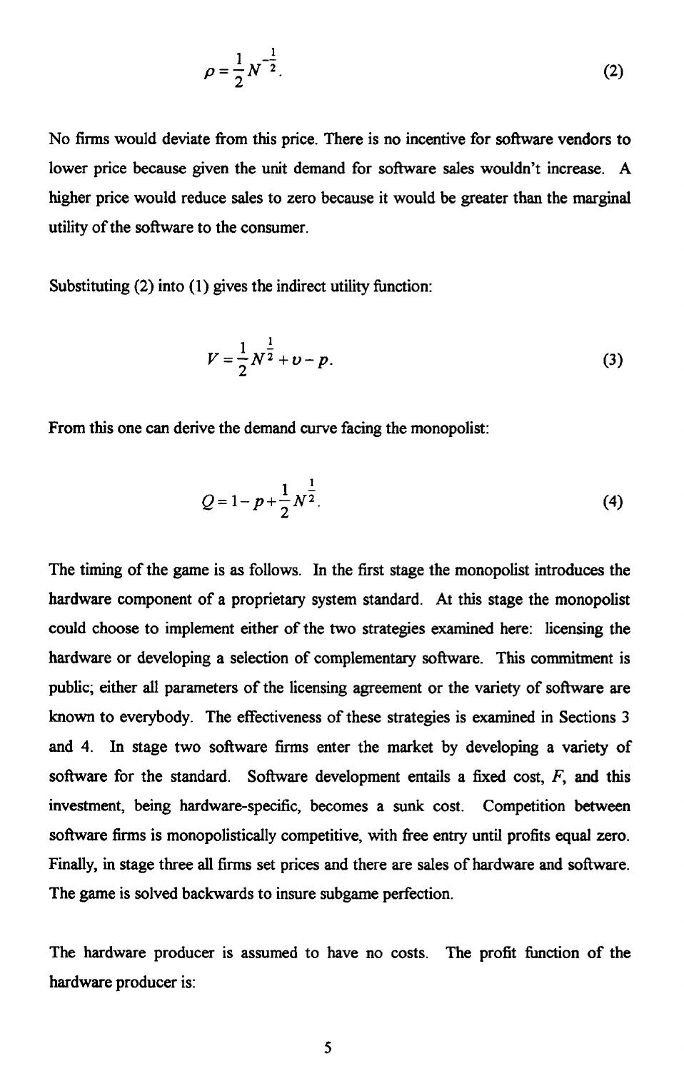$$\rho = \frac{1}{2} N^{-\frac{1}{2}}. \tag{2}$$

No firms would deviate from this price. There is no incentive for software vendors to lower price because given the unit demand for software sales wouldn't increase. A higher price would reduce sales to zero because it would be greater than the marginal utility of the software to the consumer.

Substituting (2) into (1) gives the indirect utility function:

$$V = \frac{1}{2} N^{\frac{1}{2}} + \upsilon - p. \tag{3}$$

From this one can derive the demand curve facing the monopolist:

$$Q = 1 - p + \frac{1}{2} N^{\frac{1}{2}}. \tag{4}$$

The timing of the game is as follows. In the first stage the monopolist introduces the hardware component of a proprietary system standard. At this stage the monopolist could choose to implement either of the two strategies examined here: licensing the hardware or developing a selection of complementary software. This commitment is public; either all parameters of the licensing agreement or the variety of software are known to everybody. The effectiveness of these strategies is examined in Sections 3 and 4. In stage two software firms enter the market by developing a variety of software for the standard. Software development entails a fixed cost, $F$, and this investment, being hardware-specific, becomes a sunk cost. Competition between software firms is monopolistically competitive, with free entry until profits equal zero. Finally, in stage three all firms set prices and there are sales of hardware and software. The game is solved backwards to insure subgame perfection.

The hardware producer is assumed to have no costs. The profit function of the hardware producer is: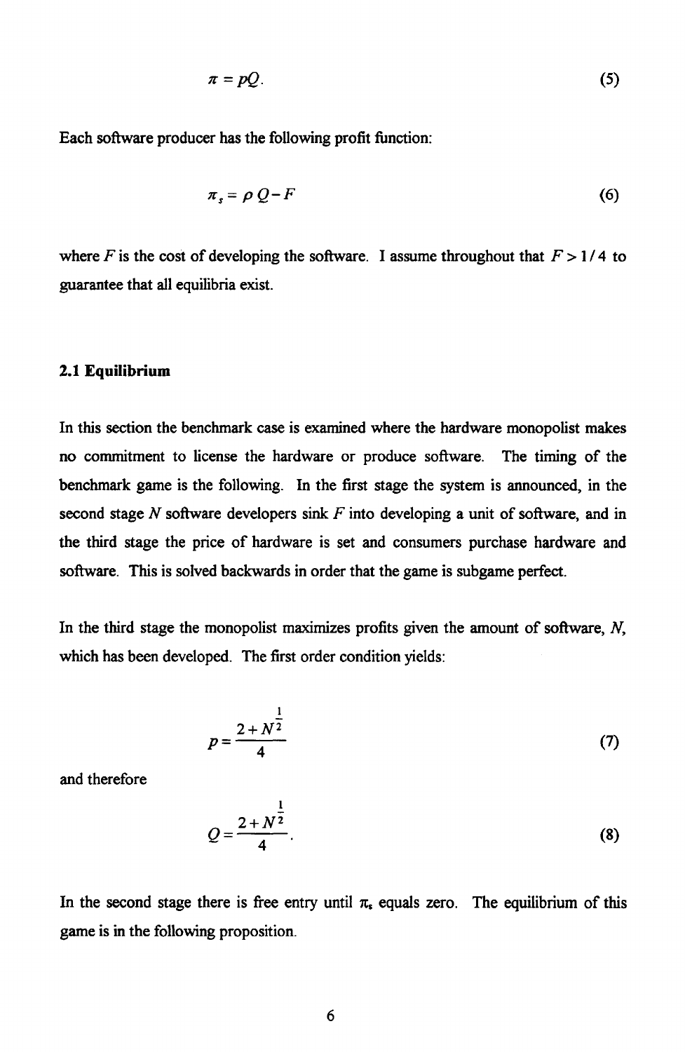$$\pi = pQ. \tag{5}$$

Each software producer has the following profit function:

$$\pi_s = \rho\, Q - F \tag{6}$$

where $F$ is the cost of developing the software. I assume throughout that $F > 1/4$ to guarantee that all equilibria exist.

### 2.1 Equilibrium

In this section the benchmark case is examined where the hardware monopolist makes no commitment to license the hardware or produce software. The timing of the benchmark game is the following. In the first stage the system is announced, in the second stage $N$ software developers sink $F$ into developing a unit of software, and in the third stage the price of hardware is set and consumers purchase hardware and software. This is solved backwards in order that the game is subgame perfect.

In the third stage the monopolist maximizes profits given the amount of software, $N$, which has been developed. The first order condition yields:

$$p = \frac{2 + N^{\frac{1}{2}}}{4} \tag{7}$$

and therefore

$$Q = \frac{2 + N^{\frac{1}{2}}}{4}. \tag{8}$$

In the second stage there is free entry until $\pi_s$ equals zero. The equilibrium of this game is in the following proposition.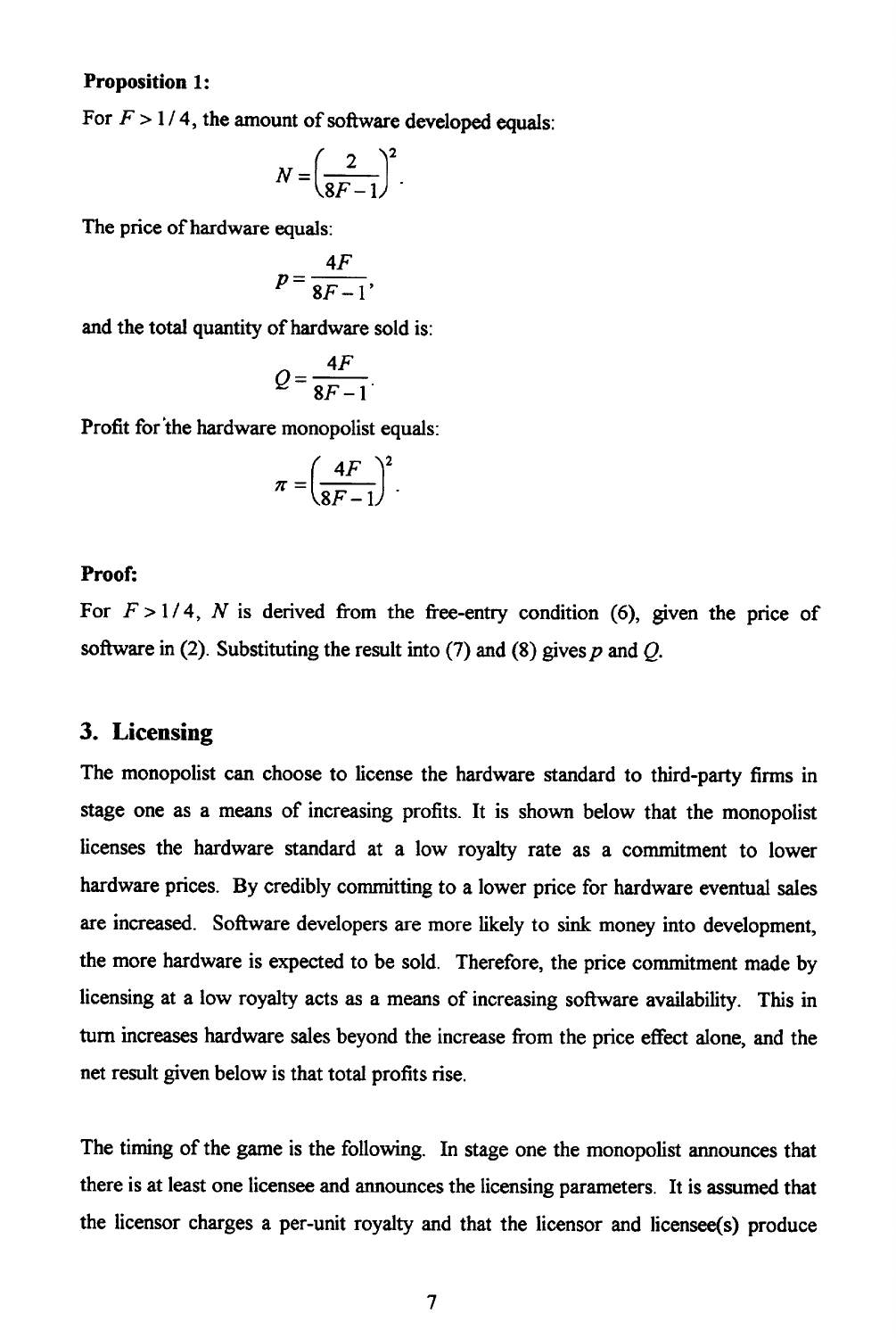**Proposition 1:**

For $F > 1/4$, the amount of software developed equals:

$$N = \left(\frac{2}{8F-1}\right)^2.$$

The price of hardware equals:

$$p = \frac{4F}{8F-1},$$

and the total quantity of hardware sold is:

$$Q = \frac{4F}{8F-1}.$$

Profit for the hardware monopolist equals:

$$\pi = \left(\frac{4F}{8F-1}\right)^2.$$

**Proof:**

For $F > 1/4$, $N$ is derived from the free-entry condition (6), given the price of software in (2). Substituting the result into (7) and (8) gives $p$ and $Q$.

## 3. Licensing

The monopolist can choose to license the hardware standard to third-party firms in stage one as a means of increasing profits. It is shown below that the monopolist licenses the hardware standard at a low royalty rate as a commitment to lower hardware prices. By credibly committing to a lower price for hardware eventual sales are increased. Software developers are more likely to sink money into development, the more hardware is expected to be sold. Therefore, the price commitment made by licensing at a low royalty acts as a means of increasing software availability. This in turn increases hardware sales beyond the increase from the price effect alone, and the net result given below is that total profits rise.

The timing of the game is the following. In stage one the monopolist announces that there is at least one licensee and announces the licensing parameters. It is assumed that the licensor charges a per-unit royalty and that the licensor and licensee(s) produce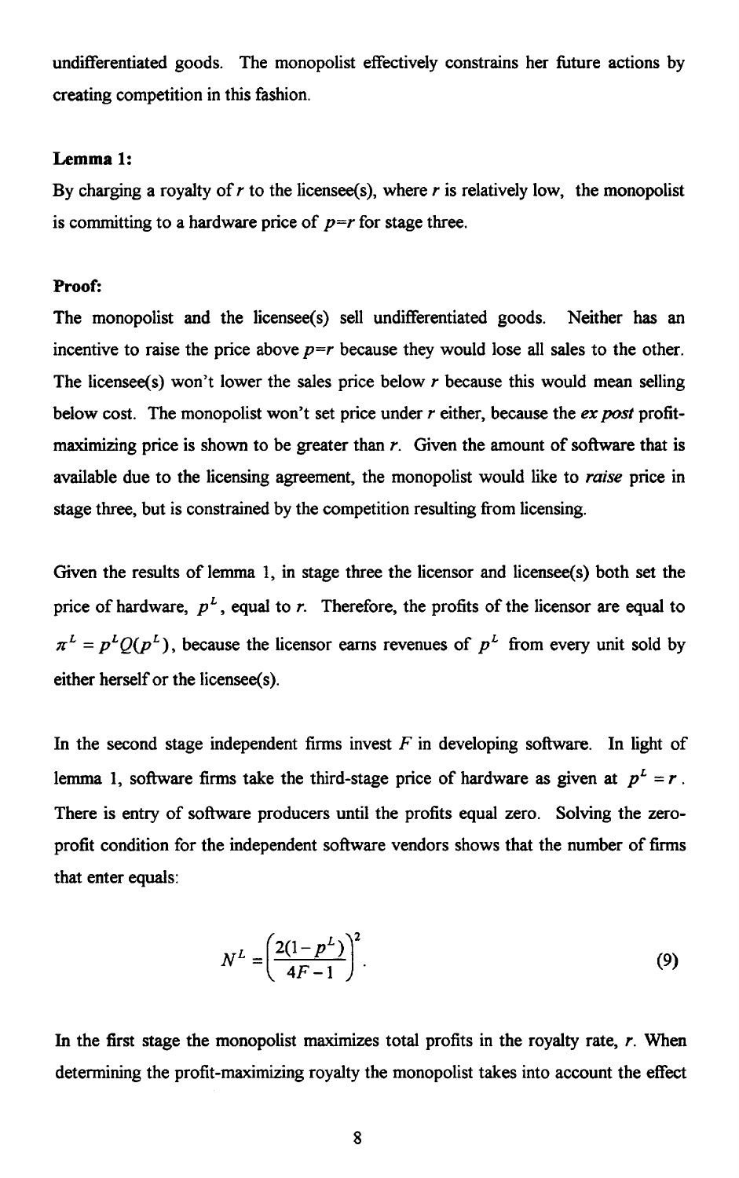undifferentiated goods. The monopolist effectively constrains her future actions by creating competition in this fashion.

**Lemma 1:**

By charging a royalty of $r$ to the licensee(s), where $r$ is relatively low, the monopolist is committing to a hardware price of $p=r$ for stage three.

**Proof:**

The monopolist and the licensee(s) sell undifferentiated goods. Neither has an incentive to raise the price above $p=r$ because they would lose all sales to the other. The licensee(s) won't lower the sales price below $r$ because this would mean selling below cost. The monopolist won't set price under $r$ either, because the *ex post* profit-maximizing price is shown to be greater than $r$. Given the amount of software that is available due to the licensing agreement, the monopolist would like to *raise* price in stage three, but is constrained by the competition resulting from licensing.

Given the results of lemma 1, in stage three the licensor and licensee(s) both set the price of hardware, $p^L$, equal to $r$. Therefore, the profits of the licensor are equal to $\pi^L = p^L Q(p^L)$, because the licensor earns revenues of $p^L$ from every unit sold by either herself or the licensee(s).

In the second stage independent firms invest $F$ in developing software. In light of lemma 1, software firms take the third-stage price of hardware as given at $p^L = r$. There is entry of software producers until the profits equal zero. Solving the zero-profit condition for the independent software vendors shows that the number of firms that enter equals:

$$N^L = \left( \frac{2(1-p^L)}{4F-1} \right)^2. \tag{9}$$

In the first stage the monopolist maximizes total profits in the royalty rate, $r$. When determining the profit-maximizing royalty the monopolist takes into account the effect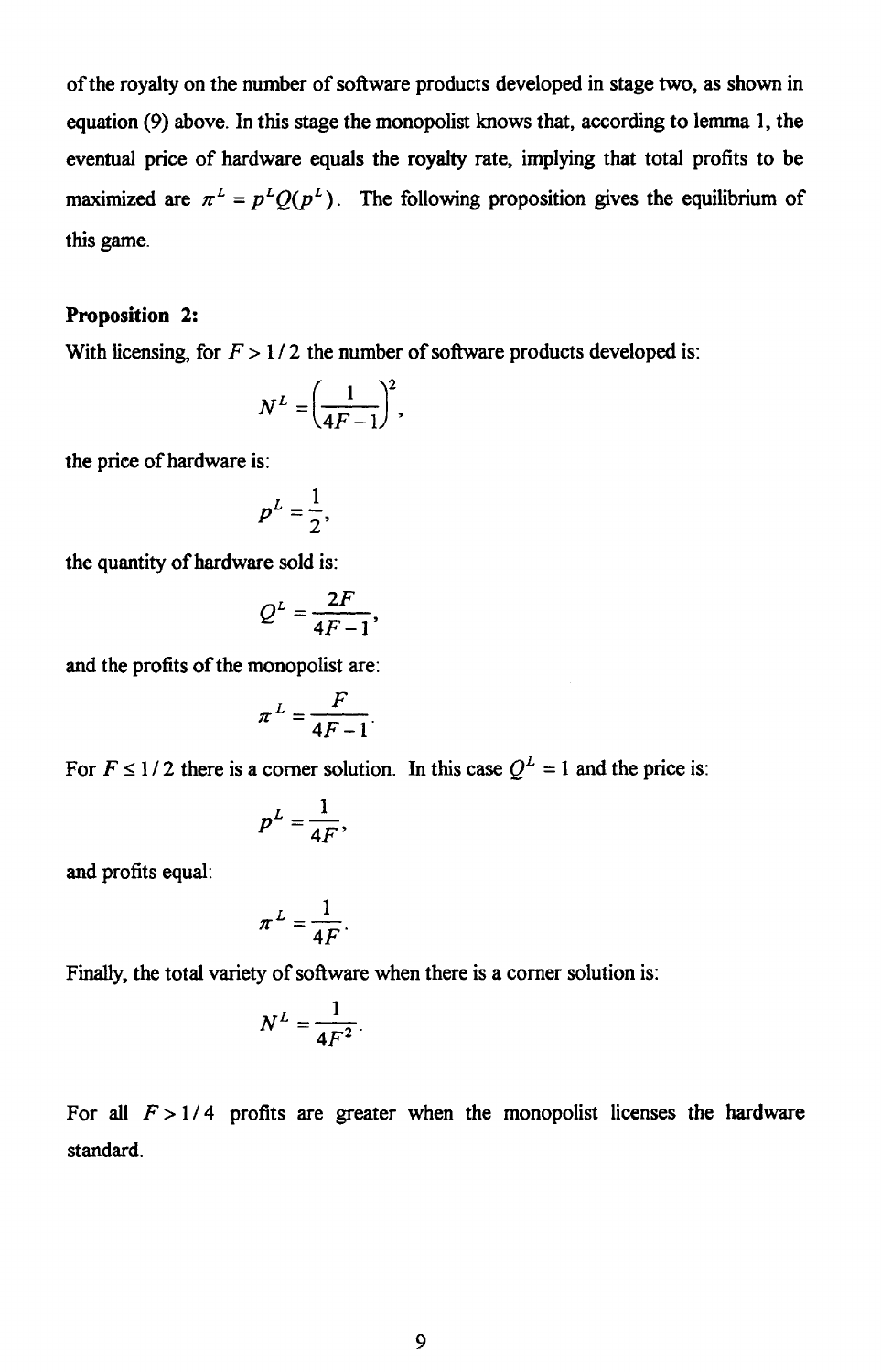of the royalty on the number of software products developed in stage two, as shown in equation (9) above. In this stage the monopolist knows that, according to lemma 1, the eventual price of hardware equals the royalty rate, implying that total profits to be maximized are $\pi^L = p^L Q(p^L)$. The following proposition gives the equilibrium of this game.

**Proposition 2:**

With licensing, for $F > 1/2$ the number of software products developed is:

$$N^L = \left(\frac{1}{4F-1}\right)^2,$$

the price of hardware is:

$$p^L = \frac{1}{2},$$

the quantity of hardware sold is:

$$Q^L = \frac{2F}{4F-1},$$

and the profits of the monopolist are:

$$\pi^L = \frac{F}{4F-1}.$$

For $F \leq 1/2$ there is a corner solution. In this case $Q^L = 1$ and the price is:

$$p^L = \frac{1}{4F},$$

and profits equal:

$$\pi^L = \frac{1}{4F}.$$

Finally, the total variety of software when there is a corner solution is:

$$N^L = \frac{1}{4F^2}.$$

For all $F > 1/4$ profits are greater when the monopolist licenses the hardware standard.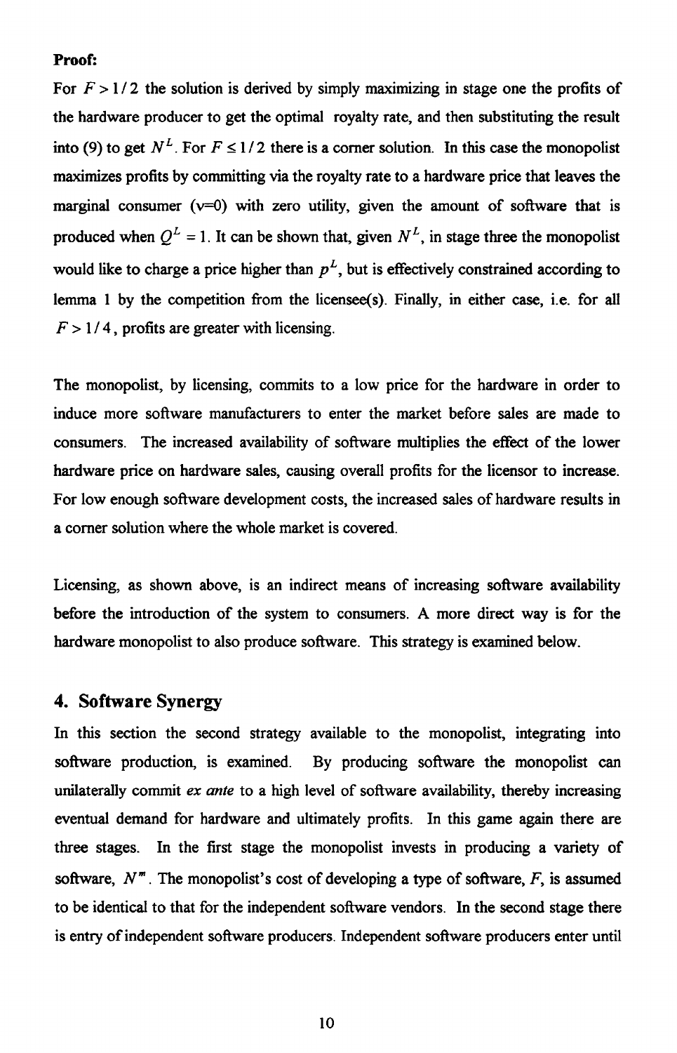**Proof:**

For $F > 1/2$ the solution is derived by simply maximizing in stage one the profits of the hardware producer to get the optimal royalty rate, and then substituting the result into (9) to get $N^L$. For $F \leq 1/2$ there is a corner solution. In this case the monopolist maximizes profits by committing via the royalty rate to a hardware price that leaves the marginal consumer (v=0) with zero utility, given the amount of software that is produced when $Q^L = 1$. It can be shown that, given $N^L$, in stage three the monopolist would like to charge a price higher than $p^L$, but is effectively constrained according to lemma 1 by the competition from the licensee(s). Finally, in either case, i.e. for all $F > 1/4$, profits are greater with licensing.

The monopolist, by licensing, commits to a low price for the hardware in order to induce more software manufacturers to enter the market before sales are made to consumers. The increased availability of software multiplies the effect of the lower hardware price on hardware sales, causing overall profits for the licensor to increase. For low enough software development costs, the increased sales of hardware results in a corner solution where the whole market is covered.

Licensing, as shown above, is an indirect means of increasing software availability before the introduction of the system to consumers. A more direct way is for the hardware monopolist to also produce software. This strategy is examined below.

## 4. Software Synergy

In this section the second strategy available to the monopolist, integrating into software production, is examined. By producing software the monopolist can unilaterally commit *ex ante* to a high level of software availability, thereby increasing eventual demand for hardware and ultimately profits. In this game again there are three stages. In the first stage the monopolist invests in producing a variety of software, $N^m$. The monopolist's cost of developing a type of software, $F$, is assumed to be identical to that for the independent software vendors. In the second stage there is entry of independent software producers. Independent software producers enter until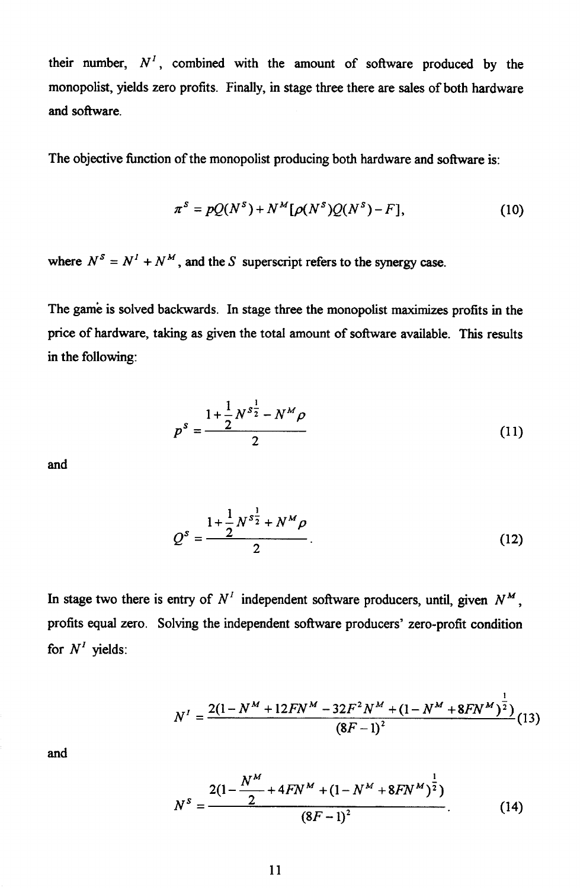their number, $N^I$, combined with the amount of software produced by the monopolist, yields zero profits. Finally, in stage three there are sales of both hardware and software.

The objective function of the monopolist producing both hardware and software is:

$$\pi^S = pQ(N^S) + N^M[\rho(N^S)Q(N^S) - F], \tag{10}$$

where $N^S = N^I + N^M$, and the $S$ superscript refers to the synergy case.

The game is solved backwards. In stage three the monopolist maximizes profits in the price of hardware, taking as given the total amount of software available. This results in the following:

$$p^S = \frac{1 + \frac{1}{2}N^{S\frac{1}{2}} - N^M \rho}{2} \tag{11}$$

and

$$Q^S = \frac{1 + \frac{1}{2}N^{S\frac{1}{2}} + N^M \rho}{2}. \tag{12}$$

In stage two there is entry of $N^I$ independent software producers, until, given $N^M$, profits equal zero. Solving the independent software producers' zero-profit condition for $N^I$ yields:

$$N^I = \frac{2(1 - N^M + 12FN^M - 32F^2N^M + (1 - N^M + 8FN^M)^{\frac{1}{2}})}{(8F-1)^2} \tag{13}$$

and

$$N^S = \frac{2(1 - \frac{N^M}{2} + 4FN^M + (1 - N^M + 8FN^M)^{\frac{1}{2}})}{(8F-1)^2}. \tag{14}$$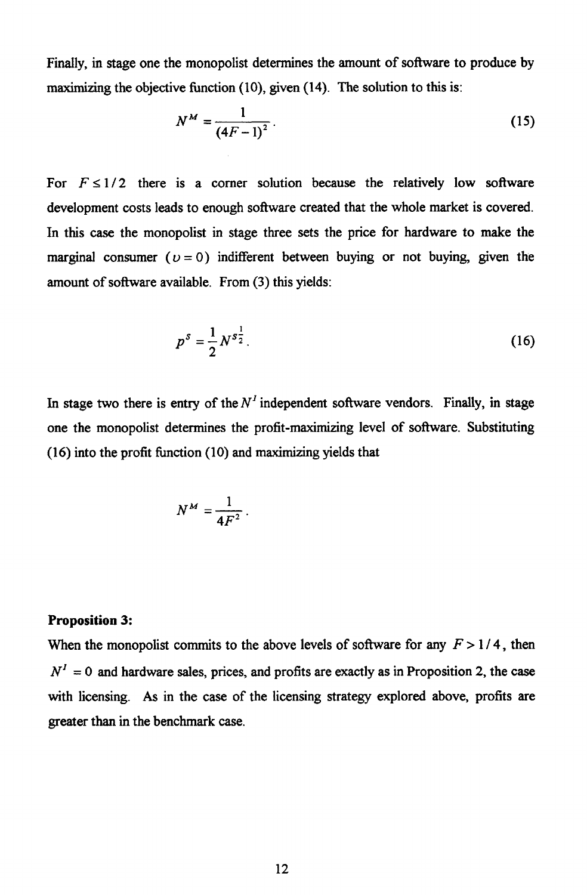Finally, in stage one the monopolist determines the amount of software to produce by maximizing the objective function (10), given (14). The solution to this is:

$$N^M = \frac{1}{(4F-1)^2}. \tag{15}$$

For $F \leq 1/2$ there is a corner solution because the relatively low software development costs leads to enough software created that the whole market is covered. In this case the monopolist in stage three sets the price for hardware to make the marginal consumer ($\upsilon = 0$) indifferent between buying or not buying, given the amount of software available. From (3) this yields:

$$p^S = \frac{1}{2} N^{S\frac{1}{2}}. \tag{16}$$

In stage two there is entry of the $N^I$ independent software vendors. Finally, in stage one the monopolist determines the profit-maximizing level of software. Substituting (16) into the profit function (10) and maximizing yields that

$$N^M = \frac{1}{4F^2}.$$

**Proposition 3:**

When the monopolist commits to the above levels of software for any $F > 1/4$, then $N^I = 0$ and hardware sales, prices, and profits are exactly as in Proposition 2, the case with licensing. As in the case of the licensing strategy explored above, profits are greater than in the benchmark case.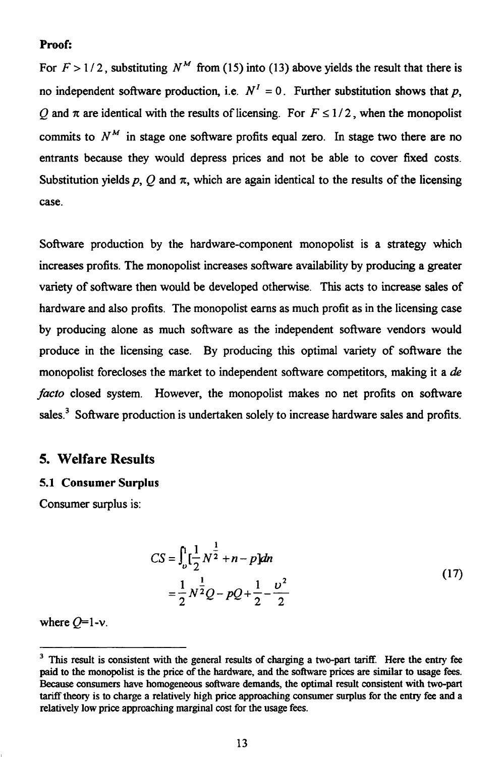**Proof:**

For $F > 1/2$, substituting $N^M$ from (15) into (13) above yields the result that there is no independent software production, i.e. $N^I = 0$. Further substitution shows that $p$, $Q$ and $\pi$ are identical with the results of licensing. For $F \leq 1/2$, when the monopolist commits to $N^M$ in stage one software profits equal zero. In stage two there are no entrants because they would depress prices and not be able to cover fixed costs. Substitution yields $p$, $Q$ and $\pi$, which are again identical to the results of the licensing case.

Software production by the hardware-component monopolist is a strategy which increases profits. The monopolist increases software availability by producing a greater variety of software then would be developed otherwise. This acts to increase sales of hardware and also profits. The monopolist earns as much profit as in the licensing case by producing alone as much software as the independent software vendors would produce in the licensing case. By producing this optimal variety of software the monopolist forecloses the market to independent software competitors, making it a *de facto* closed system. However, the monopolist makes no net profits on software sales.[3] Software production is undertaken solely to increase hardware sales and profits.

## 5. Welfare Results

### 5.1 Consumer Surplus

Consumer surplus is:

$$
\begin{aligned}
CS &= \int_{\upsilon}^{1} [\frac{1}{2} N^{\frac{1}{2}} + n - p] dn \\
&= \frac{1}{2} N^{\frac{1}{2}} Q - pQ + \frac{1}{2} - \frac{\upsilon^2}{2}
\end{aligned}
\tag{17}
$$

where $Q$=1-v.

[3] This result is consistent with the general results of charging a two-part tariff. Here the entry fee paid to the monopolist is the price of the hardware, and the software prices are similar to usage fees. Because consumers have homogeneous software demands, the optimal result consistent with two-part tariff theory is to charge a relatively high price approaching consumer surplus for the entry fee and a relatively low price approaching marginal cost for the usage fees.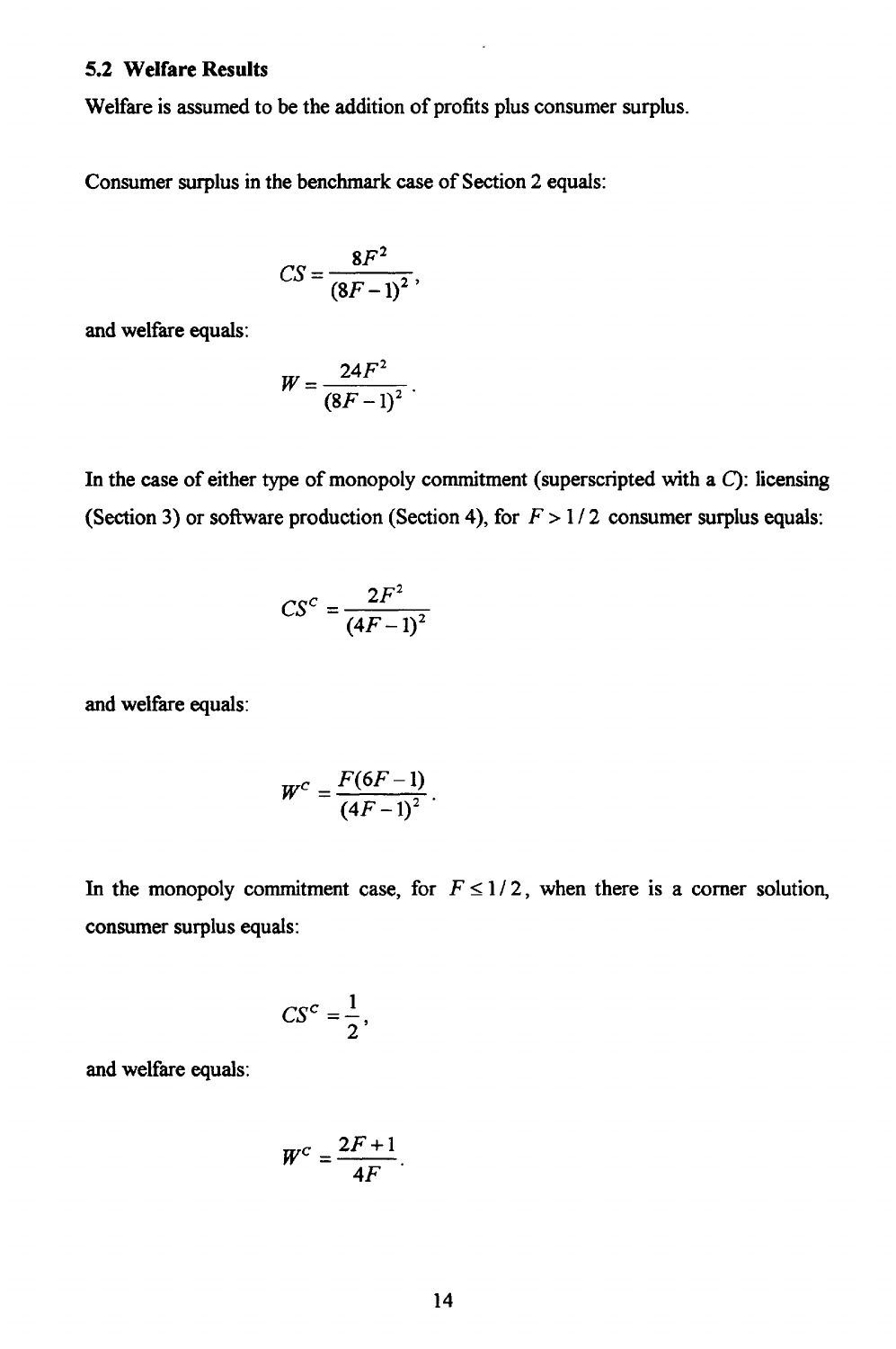### 5.2 Welfare Results

Welfare is assumed to be the addition of profits plus consumer surplus.

Consumer surplus in the benchmark case of Section 2 equals:

$$CS = \frac{8F^2}{(8F-1)^2},$$

and welfare equals:

$$W = \frac{24F^2}{(8F-1)^2}.$$

In the case of either type of monopoly commitment (superscripted with a $C$): licensing (Section 3) or software production (Section 4), for $F > 1/2$ consumer surplus equals:

$$CS^C = \frac{2F^2}{(4F-1)^2}$$

and welfare equals:

$$W^C = \frac{F(6F-1)}{(4F-1)^2}.$$

In the monopoly commitment case, for $F \leq 1/2$, when there is a corner solution, consumer surplus equals:

$$CS^C = \frac{1}{2},$$

and welfare equals:

$$W^C = \frac{2F+1}{4F}.$$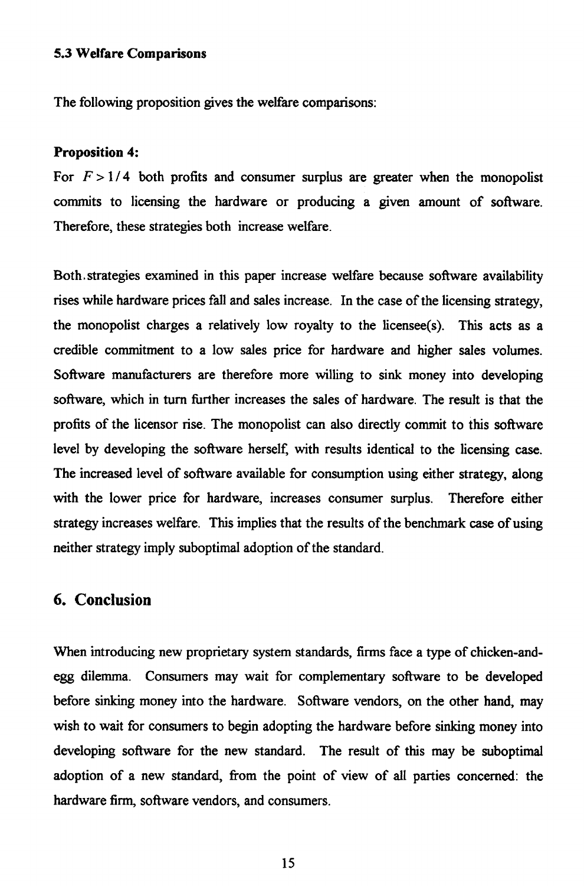### 5.3 Welfare Comparisons

The following proposition gives the welfare comparisons:

**Proposition 4:**

For $F > 1/4$ both profits and consumer surplus are greater when the monopolist commits to licensing the hardware or producing a given amount of software. Therefore, these strategies both increase welfare.

Both strategies examined in this paper increase welfare because software availability rises while hardware prices fall and sales increase. In the case of the licensing strategy, the monopolist charges a relatively low royalty to the licensee(s). This acts as a credible commitment to a low sales price for hardware and higher sales volumes. Software manufacturers are therefore more willing to sink money into developing software, which in turn further increases the sales of hardware. The result is that the profits of the licensor rise. The monopolist can also directly commit to this software level by developing the software herself, with results identical to the licensing case. The increased level of software available for consumption using either strategy, along with the lower price for hardware, increases consumer surplus. Therefore either strategy increases welfare. This implies that the results of the benchmark case of using neither strategy imply suboptimal adoption of the standard.

## 6. Conclusion

When introducing new proprietary system standards, firms face a type of chicken-and-egg dilemma. Consumers may wait for complementary software to be developed before sinking money into the hardware. Software vendors, on the other hand, may wish to wait for consumers to begin adopting the hardware before sinking money into developing software for the new standard. The result of this may be suboptimal adoption of a new standard, from the point of view of all parties concerned: the hardware firm, software vendors, and consumers.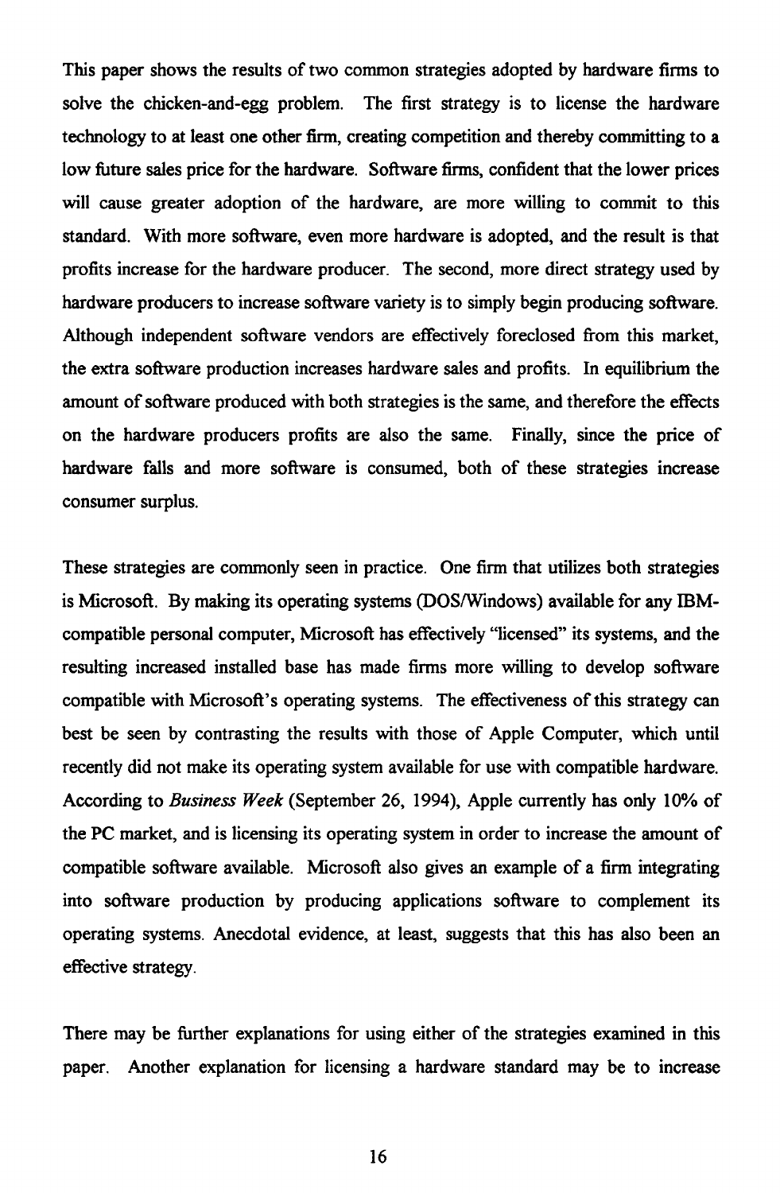This paper shows the results of two common strategies adopted by hardware firms to solve the chicken-and-egg problem. The first strategy is to license the hardware technology to at least one other firm, creating competition and thereby committing to a low future sales price for the hardware. Software firms, confident that the lower prices will cause greater adoption of the hardware, are more willing to commit to this standard. With more software, even more hardware is adopted, and the result is that profits increase for the hardware producer. The second, more direct strategy used by hardware producers to increase software variety is to simply begin producing software. Although independent software vendors are effectively foreclosed from this market, the extra software production increases hardware sales and profits. In equilibrium the amount of software produced with both strategies is the same, and therefore the effects on the hardware producers profits are also the same. Finally, since the price of hardware falls and more software is consumed, both of these strategies increase consumer surplus.

These strategies are commonly seen in practice. One firm that utilizes both strategies is Microsoft. By making its operating systems (DOS/Windows) available for any IBM-compatible personal computer, Microsoft has effectively "licensed" its systems, and the resulting increased installed base has made firms more willing to develop software compatible with Microsoft's operating systems. The effectiveness of this strategy can best be seen by contrasting the results with those of Apple Computer, which until recently did not make its operating system available for use with compatible hardware. According to *Business Week* (September 26, 1994), Apple currently has only 10% of the PC market, and is licensing its operating system in order to increase the amount of compatible software available. Microsoft also gives an example of a firm integrating into software production by producing applications software to complement its operating systems. Anecdotal evidence, at least, suggests that this has also been an effective strategy.

There may be further explanations for using either of the strategies examined in this paper. Another explanation for licensing a hardware standard may be to increase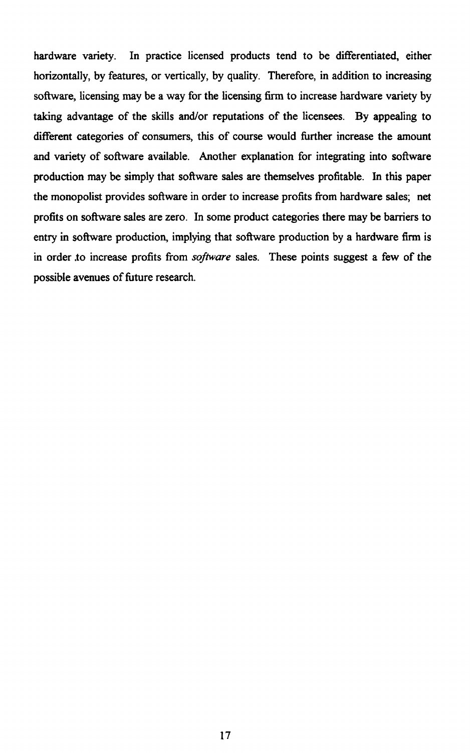hardware variety. In practice licensed products tend to be differentiated, either horizontally, by features, or vertically, by quality. Therefore, in addition to increasing software, licensing may be a way for the licensing firm to increase hardware variety by taking advantage of the skills and/or reputations of the licensees. By appealing to different categories of consumers, this of course would further increase the amount and variety of software available. Another explanation for integrating into software production may be simply that software sales are themselves profitable. In this paper the monopolist provides software in order to increase profits from hardware sales; net profits on software sales are zero. In some product categories there may be barriers to entry in software production, implying that software production by a hardware firm is in order to increase profits from *software* sales. These points suggest a few of the possible avenues of future research.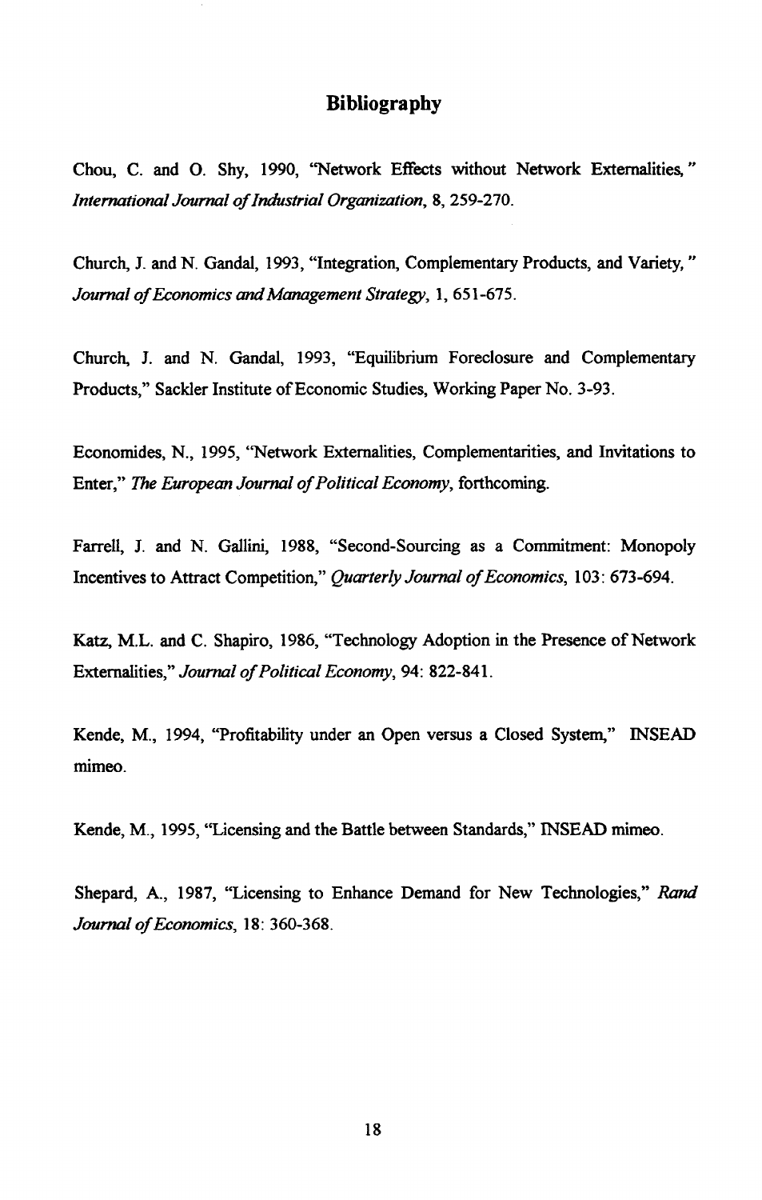## Bibliography

Chou, C. and O. Shy, 1990, "Network Effects without Network Externalities," *International Journal of Industrial Organization*, 8, 259-270.

Church, J. and N. Gandal, 1993, "Integration, Complementary Products, and Variety," *Journal of Economics and Management Strategy*, 1, 651-675.

Church, J. and N. Gandal, 1993, "Equilibrium Foreclosure and Complementary Products," Sackler Institute of Economic Studies, Working Paper No. 3-93.

Economides, N., 1995, "Network Externalities, Complementarities, and Invitations to Enter," *The European Journal of Political Economy*, forthcoming.

Farrell, J. and N. Gallini, 1988, "Second-Sourcing as a Commitment: Monopoly Incentives to Attract Competition," *Quarterly Journal of Economics*, 103: 673-694.

Katz, M.L. and C. Shapiro, 1986, "Technology Adoption in the Presence of Network Externalities," *Journal of Political Economy*, 94: 822-841.

Kende, M., 1994, "Profitability under an Open versus a Closed System," INSEAD mimeo.

Kende, M., 1995, "Licensing and the Battle between Standards," INSEAD mimeo.

Shepard, A., 1987, "Licensing to Enhance Demand for New Technologies," *Rand Journal of Economics*, 18: 360-368.